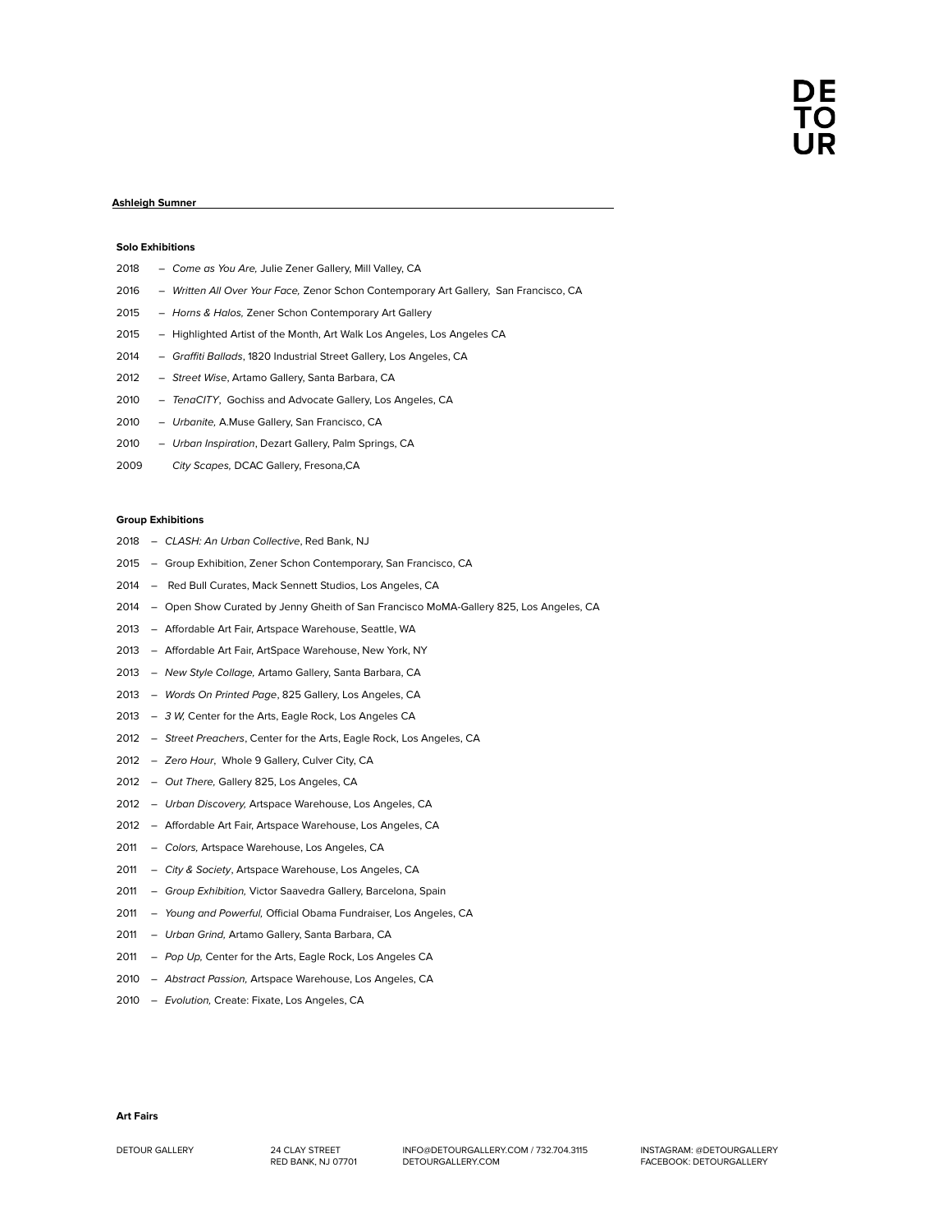DE
TO
UR

## Ashleigh Sumner

### Solo Exhibitions

2018 – *Come as You Are,* Julie Zener Gallery, Mill Valley, CA

2016 – *Written All Over Your Face,* Zenor Schon Contemporary Art Gallery, San Francisco, CA

2015 – *Horns & Halos,* Zener Schon Contemporary Art Gallery

2015 – Highlighted Artist of the Month, Art Walk Los Angeles, Los Angeles CA

2014 – *Graffiti Ballads*, 1820 Industrial Street Gallery, Los Angeles, CA

2012 – *Street Wise*, Artamo Gallery, Santa Barbara, CA

2010 – *TenaCITY*, Gochiss and Advocate Gallery, Los Angeles, CA

2010 – *Urbanite,* A.Muse Gallery, San Francisco, CA

2010 – *Urban Inspiration*, Dezart Gallery, Palm Springs, CA

2009 *City Scapes,* DCAC Gallery, Fresona,CA

### Group Exhibitions

2018 – *CLASH: An Urban Collective*, Red Bank, NJ

2015 – Group Exhibition, Zener Schon Contemporary, San Francisco, CA

2014 – Red Bull Curates, Mack Sennett Studios, Los Angeles, CA

2014 – Open Show Curated by Jenny Gheith of San Francisco MoMA-Gallery 825, Los Angeles, CA

2013 – Affordable Art Fair, Artspace Warehouse, Seattle, WA

2013 – Affordable Art Fair, ArtSpace Warehouse, New York, NY

2013 – *New Style Collage,* Artamo Gallery, Santa Barbara, CA

2013 – *Words On Printed Page*, 825 Gallery, Los Angeles, CA

2013 – *3 W,* Center for the Arts, Eagle Rock, Los Angeles CA

2012 – *Street Preachers*, Center for the Arts, Eagle Rock, Los Angeles, CA

2012 – *Zero Hour*, Whole 9 Gallery, Culver City, CA

2012 – *Out There,* Gallery 825, Los Angeles, CA

2012 – *Urban Discovery,* Artspace Warehouse, Los Angeles, CA

2012 – Affordable Art Fair, Artspace Warehouse, Los Angeles, CA

2011 – *Colors,* Artspace Warehouse, Los Angeles, CA

2011 – *City & Society*, Artspace Warehouse, Los Angeles, CA

2011 – *Group Exhibition,* Victor Saavedra Gallery, Barcelona, Spain

2011 – *Young and Powerful,* Official Obama Fundraiser, Los Angeles, CA

2011 – *Urban Grind,* Artamo Gallery, Santa Barbara, CA

2011 – *Pop Up,* Center for the Arts, Eagle Rock, Los Angeles CA

2010 – *Abstract Passion,* Artspace Warehouse, Los Angeles, CA

2010 – *Evolution,* Create: Fixate, Los Angeles, CA

### Art Fairs

DETOUR GALLERY 24 CLAY STREET RED BANK, NJ 07701 INFO@DETOURGALLERY.COM / 732.704.3115 DETOURGALLERY.COM INSTAGRAM: @DETOURGALLERY FACEBOOK: DETOURGALLERY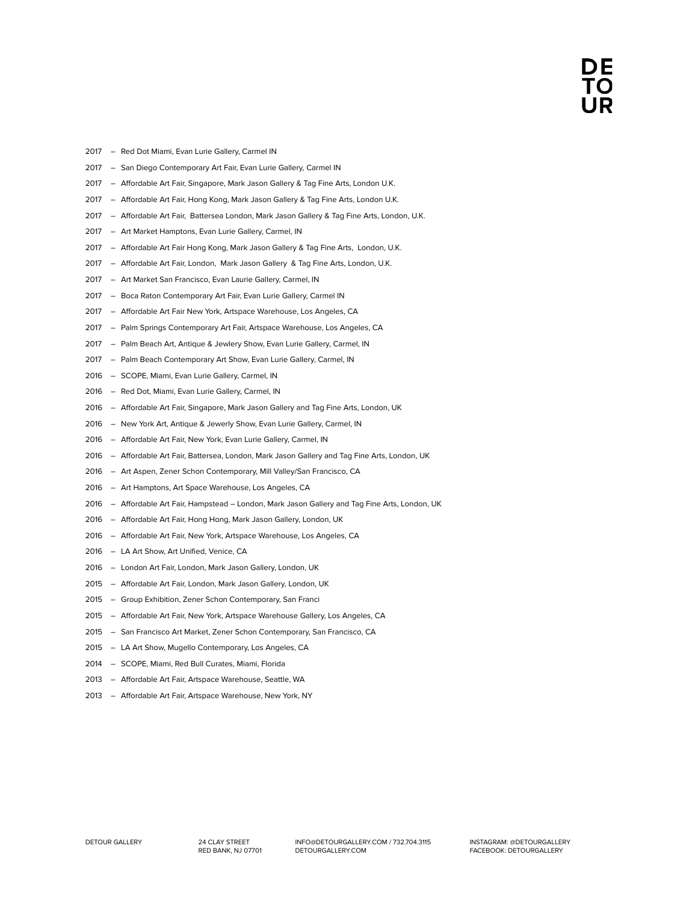2017 – Red Dot Miami, Evan Lurie Gallery, Carmel IN

2017 – San Diego Contemporary Art Fair, Evan Lurie Gallery, Carmel IN

2017 – Affordable Art Fair, Singapore, Mark Jason Gallery & Tag Fine Arts, London U.K.

2017 – Affordable Art Fair, Hong Kong, Mark Jason Gallery & Tag Fine Arts, London U.K.

2017 – Affordable Art Fair, Battersea London, Mark Jason Gallery & Tag Fine Arts, London, U.K.

2017 – Art Market Hamptons, Evan Lurie Gallery, Carmel, IN

2017 – Affordable Art Fair Hong Kong, Mark Jason Gallery & Tag Fine Arts, London, U.K.

2017 – Affordable Art Fair, London, Mark Jason Gallery & Tag Fine Arts, London, U.K.

2017 – Art Market San Francisco, Evan Laurie Gallery, Carmel, IN

2017 – Boca Raton Contemporary Art Fair, Evan Lurie Gallery, Carmel IN

2017 – Affordable Art Fair New York, Artspace Warehouse, Los Angeles, CA

2017 – Palm Springs Contemporary Art Fair, Artspace Warehouse, Los Angeles, CA

2017 – Palm Beach Art, Antique & Jewlery Show, Evan Lurie Gallery, Carmel, IN

2017 – Palm Beach Contemporary Art Show, Evan Lurie Gallery, Carmel, IN

2016 – SCOPE, Miami, Evan Lurie Gallery, Carmel, IN

2016 – Red Dot, Miami, Evan Lurie Gallery, Carmel, IN

2016 – Affordable Art Fair, Singapore, Mark Jason Gallery and Tag Fine Arts, London, UK

2016 – New York Art, Antique & Jewerly Show, Evan Lurie Gallery, Carmel, IN

2016 – Affordable Art Fair, New York, Evan Lurie Gallery, Carmel, IN

2016 – Affordable Art Fair, Battersea, London, Mark Jason Gallery and Tag Fine Arts, London, UK

2016 – Art Aspen, Zener Schon Contemporary, Mill Valley/San Francisco, CA

2016 – Art Hamptons, Art Space Warehouse, Los Angeles, CA

2016 – Affordable Art Fair, Hampstead – London, Mark Jason Gallery and Tag Fine Arts, London, UK

2016 – Affordable Art Fair, Hong Hong, Mark Jason Gallery, London, UK

2016 – Affordable Art Fair, New York, Artspace Warehouse, Los Angeles, CA

2016 – LA Art Show, Art Unified, Venice, CA

2016 – London Art Fair, London, Mark Jason Gallery, London, UK

2015 – Affordable Art Fair, London, Mark Jason Gallery, London, UK

2015 – Group Exhibition, Zener Schon Contemporary, San Franci

2015 – Affordable Art Fair, New York, Artspace Warehouse Gallery, Los Angeles, CA

2015 – San Francisco Art Market, Zener Schon Contemporary, San Francisco, CA

2015 – LA Art Show, Mugello Contemporary, Los Angeles, CA

2014 – SCOPE, Miami, Red Bull Curates, Miami, Florida

2013 – Affordable Art Fair, Artspace Warehouse, Seattle, WA

2013 – Affordable Art Fair, Artspace Warehouse, New York, NY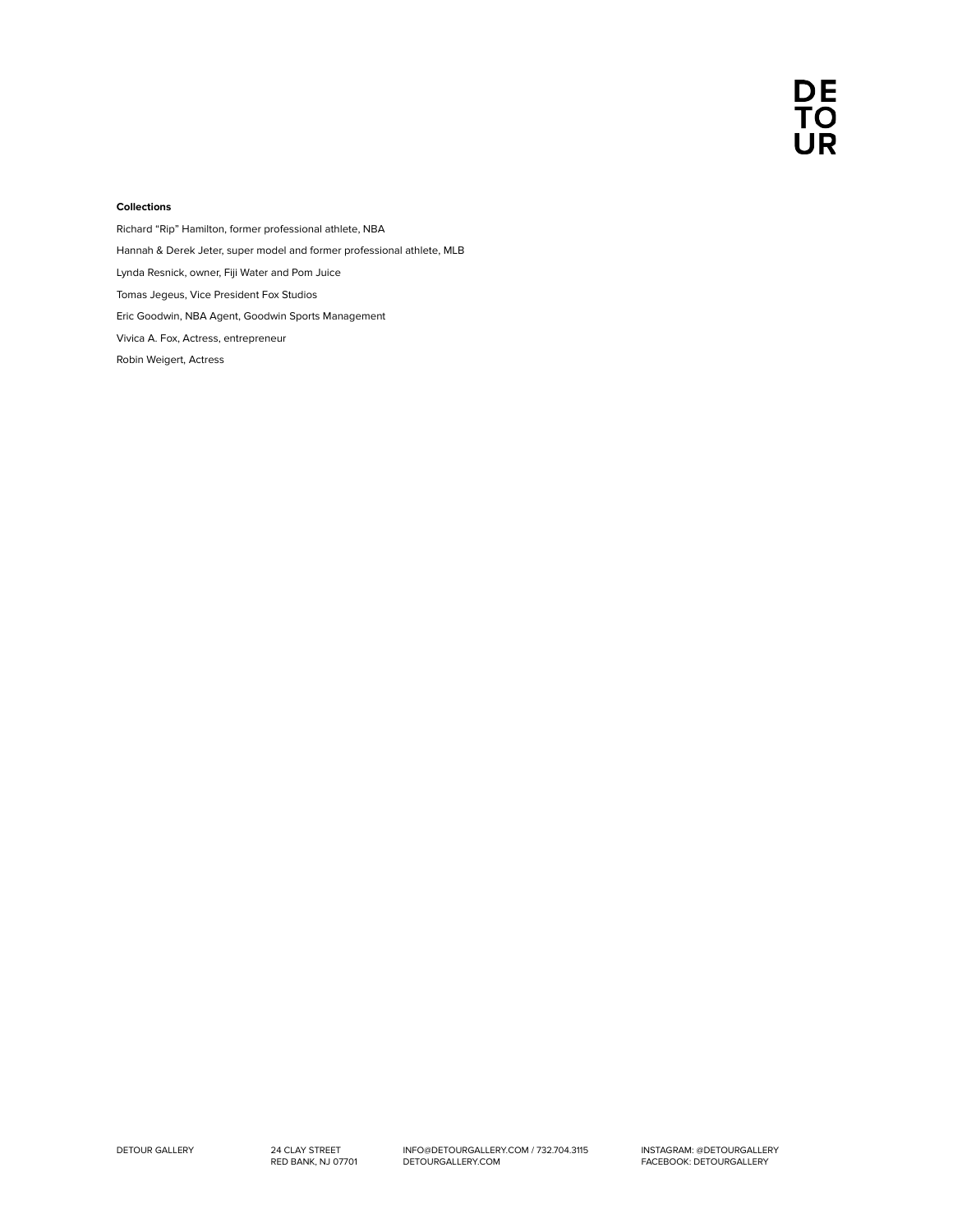**Collections**

Richard "Rip" Hamilton, former professional athlete, NBA

Hannah & Derek Jeter, super model and former professional athlete, MLB

Lynda Resnick, owner, Fiji Water and Pom Juice

Tomas Jegeus, Vice President Fox Studios

Eric Goodwin, NBA Agent, Goodwin Sports Management

Vivica A. Fox, Actress, entrepreneur

Robin Weigert, Actress